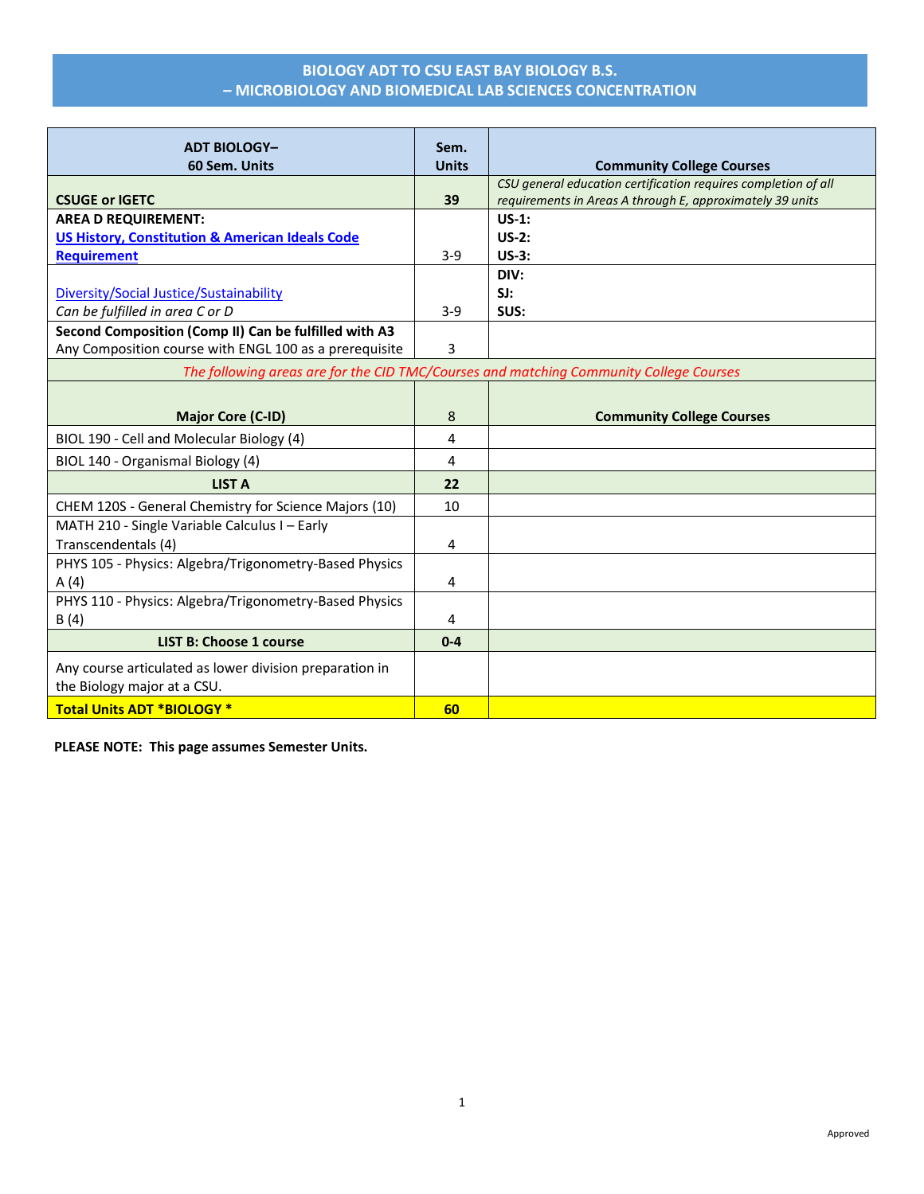# BIOLOGY ADT TO CSU EAST BAY BIOLOGY B.S. – MICROBIOLOGY AND BIOMEDICAL LAB SCIENCES CONCENTRATION

| ADT BIOLOGY– 60 Sem. Units | Sem. Units | Community College Courses |
|---|---|---|
| **CSUGE or IGETC** | **39** | *CSU general education certification requires completion of all requirements in Areas A through E, approximately 39 units* |
| **AREA D REQUIREMENT:** **US History, Constitution & American Ideals Code Requirement** | 3-9 | **US-1:** **US-2:** **US-3:** |
| Diversity/Social Justice/Sustainability *Can be fulfilled in area C or D* | 3-9 | **DIV:** **SJ:** **SUS:** |
| **Second Composition (Comp II) Can be fulfilled with A3** Any Composition course with ENGL 100 as a prerequisite | 3 | |
| *The following areas are for the CID TMC/Courses and matching Community College Courses* | | |
| **Major Core (C-ID)** | 8 | **Community College Courses** |
| BIOL 190 - Cell and Molecular Biology (4) | 4 | |
| BIOL 140 - Organismal Biology (4) | 4 | |
| **LIST A** | **22** | |
| CHEM 120S - General Chemistry for Science Majors (10) | 10 | |
| MATH 210 - Single Variable Calculus I – Early Transcendentals (4) | 4 | |
| PHYS 105 - Physics: Algebra/Trigonometry-Based Physics A (4) | 4 | |
| PHYS 110 - Physics: Algebra/Trigonometry-Based Physics B (4) | 4 | |
| **LIST B: Choose 1 course** | **0-4** | |
| Any course articulated as lower division preparation in the Biology major at a CSU. | | |
| **Total Units ADT *BIOLOGY *** | **60** | |

**PLEASE NOTE: This page assumes Semester Units.**

Approved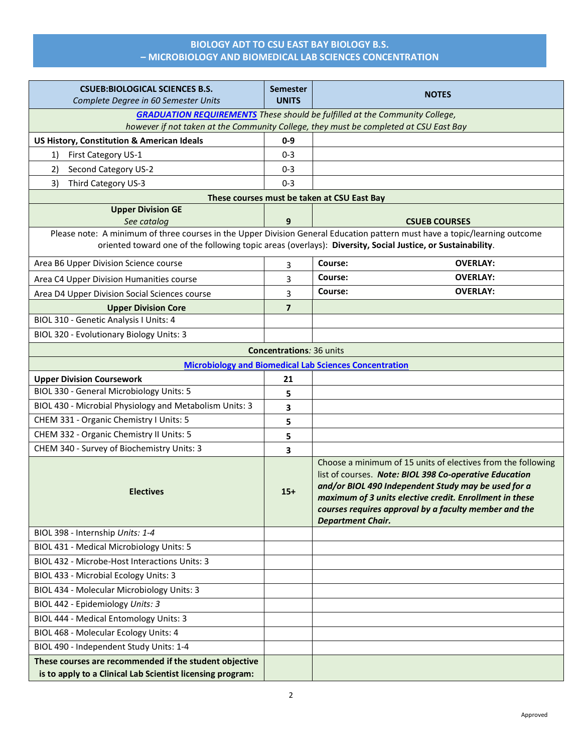## BIOLOGY ADT TO CSU EAST BAY BIOLOGY B.S. – MICROBIOLOGY AND BIOMEDICAL LAB SCIENCES CONCENTRATION

| **CSUEB:BIOLOGICAL SCIENCES B.S.** *Complete Degree in 60 Semester Units* | **Semester UNITS** | **NOTES** | |
|---|---|---|---|
| ***GRADUATION REQUIREMENTS*** *These should be fulfilled at the Community College, however if not taken at the Community College, they must be completed at CSU East Bay* | | | |
| **US History, Constitution & American Ideals** | **0-9** | | |
| 1) First Category US-1 | 0-3 | | |
| 2) Second Category US-2 | 0-3 | | |
| 3) Third Category US-3 | 0-3 | | |
| **These courses must be taken at CSU East Bay** | | | |
| **Upper Division GE** *See catalog* | **9** | **CSUEB COURSES** | |
| Please note: A minimum of three courses in the Upper Division General Education pattern must have a topic/learning outcome oriented toward one of the following topic areas (overlays): **Diversity, Social Justice, or Sustainability**. | | | |
| Area B6 Upper Division Science course | 3 | **Course:** | **OVERLAY:** |
| Area C4 Upper Division Humanities course | 3 | **Course:** | **OVERLAY:** |
| Area D4 Upper Division Social Sciences course | 3 | **Course:** | **OVERLAY:** |
| **Upper Division Core** | **7** | | |
| BIOL 310 - Genetic Analysis I Units: 4 | | | |
| BIOL 320 - Evolutionary Biology Units: 3 | | | |
| **Concentrations***:* 36 units | | | |
| **Microbiology and Biomedical Lab Sciences Concentration** | | | |
| **Upper Division Coursework** | **21** | | |
| BIOL 330 - General Microbiology Units: 5 | **5** | | |
| BIOL 430 - Microbial Physiology and Metabolism Units: 3 | **3** | | |
| CHEM 331 - Organic Chemistry I Units: 5 | **5** | | |
| CHEM 332 - Organic Chemistry II Units: 5 | **5** | | |
| CHEM 340 - Survey of Biochemistry Units: 3 | **3** | | |
| **Electives** | **15+** | Choose a minimum of 15 units of electives from the following list of courses. ***Note: BIOL 398 Co-operative Education and/or BIOL 490 Independent Study may be used for a maximum of 3 units elective credit. Enrollment in these courses requires approval by a faculty member and the Department Chair.*** | |
| BIOL 398 - Internship *Units: 1-4* | | | |
| BIOL 431 - Medical Microbiology Units: 5 | | | |
| BIOL 432 - Microbe-Host Interactions Units: 3 | | | |
| BIOL 433 - Microbial Ecology Units: 3 | | | |
| BIOL 434 - Molecular Microbiology Units: 3 | | | |
| BIOL 442 - Epidemiology *Units: 3* | | | |
| BIOL 444 - Medical Entomology Units: 3 | | | |
| BIOL 468 - Molecular Ecology Units: 4 | | | |
| BIOL 490 - Independent Study Units: 1-4 | | | |
| **These courses are recommended if the student objective is to apply to a Clinical Lab Scientist licensing program:** | | | |

Approved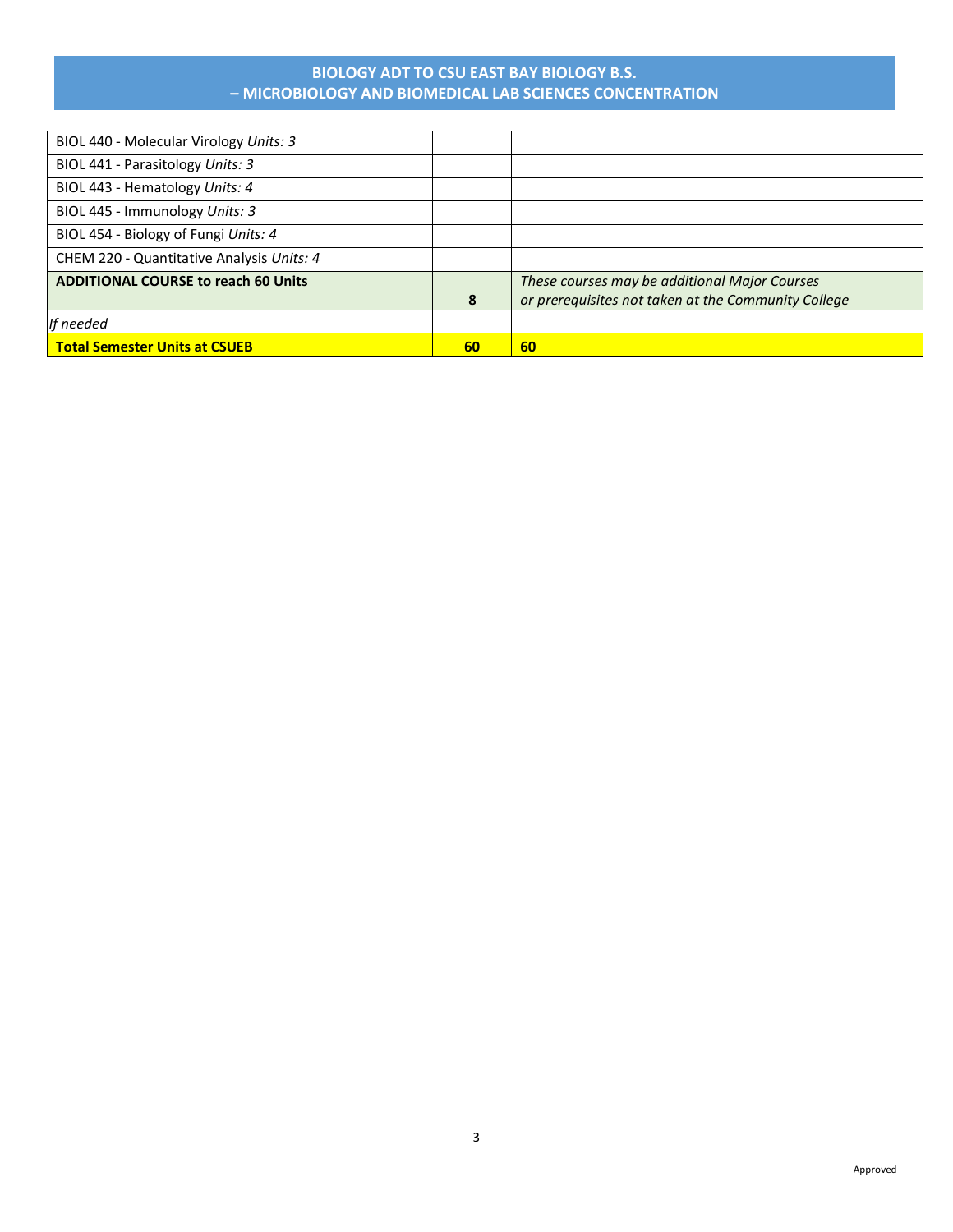## BIOLOGY ADT TO CSU EAST BAY BIOLOGY B.S. – MICROBIOLOGY AND BIOMEDICAL LAB SCIENCES CONCENTRATION

| | | |
|---|---|---|
| BIOL 440 - Molecular Virology *Units: 3* | | |
| BIOL 441 - Parasitology *Units: 3* | | |
| BIOL 443 - Hematology *Units: 4* | | |
| BIOL 445 - Immunology *Units: 3* | | |
| BIOL 454 - Biology of Fungi *Units: 4* | | |
| CHEM 220 - Quantitative Analysis *Units: 4* | | |
| **ADDITIONAL COURSE to reach 60 Units** | **8** | *These courses may be additional Major Courses or prerequisites not taken at the Community College* |
| *If needed* | | |
| **Total Semester Units at CSUEB** | **60** | **60** |

Approved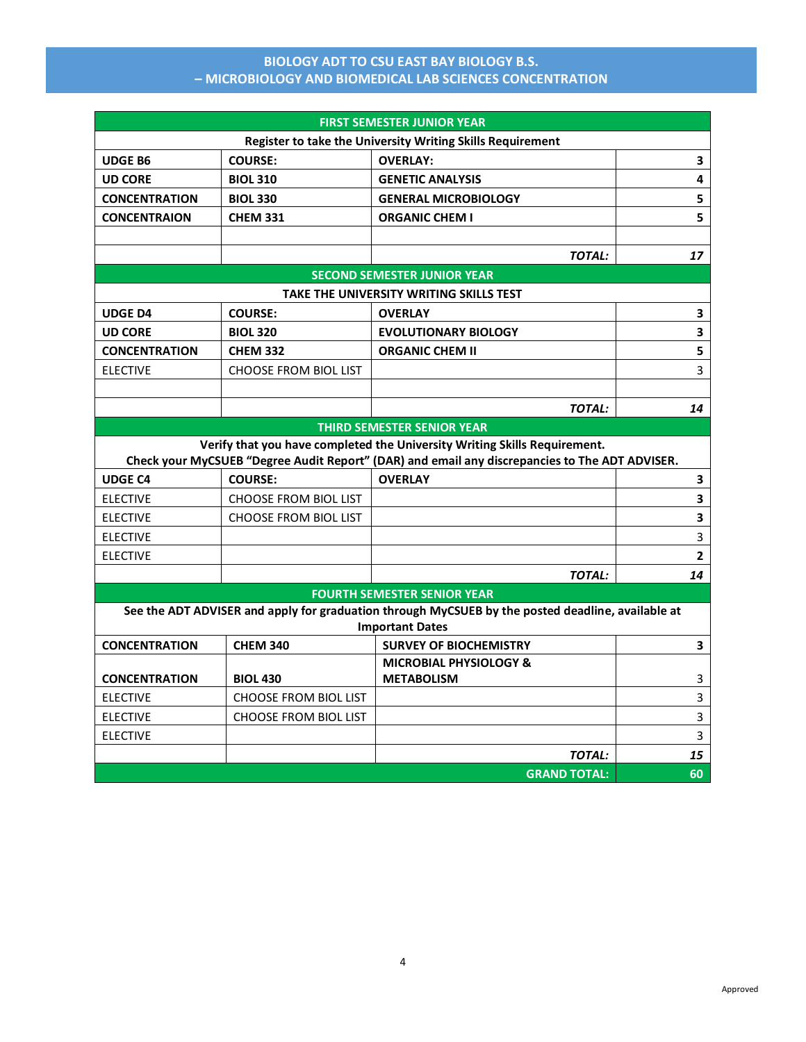# BIOLOGY ADT TO CSU EAST BAY BIOLOGY B.S. – MICROBIOLOGY AND BIOMEDICAL LAB SCIENCES CONCENTRATION

| | | | |
|---|---|---|---|
| **FIRST SEMESTER JUNIOR YEAR** | | | |
| **Register to take the University Writing Skills Requirement** | | | |
| **UDGE B6** | **COURSE:** | **OVERLAY:** | **3** |
| **UD CORE** | **BIOL 310** | **GENETIC ANALYSIS** | **4** |
| **CONCENTRATION** | **BIOL 330** | **GENERAL MICROBIOLOGY** | **5** |
| **CONCENTRAION** | **CHEM 331** | **ORGANIC CHEM I** | **5** |
| | | | |
| | | ***TOTAL:*** | ***17*** |
| **SECOND SEMESTER JUNIOR YEAR** | | | |
| **TAKE THE UNIVERSITY WRITING SKILLS TEST** | | | |
| **UDGE D4** | **COURSE:** | **OVERLAY** | **3** |
| **UD CORE** | **BIOL 320** | **EVOLUTIONARY BIOLOGY** | **3** |
| **CONCENTRATION** | **CHEM 332** | **ORGANIC CHEM II** | **5** |
| ELECTIVE | CHOOSE FROM BIOL LIST | | 3 |
| | | | |
| | | ***TOTAL:*** | ***14*** |
| **THIRD SEMESTER SENIOR YEAR** | | | |
| **Verify that you have completed the University Writing Skills Requirement. Check your MyCSUEB "Degree Audit Report" (DAR) and email any discrepancies to The ADT ADVISER.** | | | |
| **UDGE C4** | **COURSE:** | **OVERLAY** | **3** |
| ELECTIVE | CHOOSE FROM BIOL LIST | | **3** |
| ELECTIVE | CHOOSE FROM BIOL LIST | | **3** |
| ELECTIVE | | | 3 |
| ELECTIVE | | | **2** |
| | | ***TOTAL:*** | ***14*** |
| **FOURTH SEMESTER SENIOR YEAR** | | | |
| **See the ADT ADVISER and apply for graduation through MyCSUEB by the posted deadline, available at Important Dates** | | | |
| **CONCENTRATION** | **CHEM 340** | **SURVEY OF BIOCHEMISTRY** | **3** |
| **CONCENTRATION** | **BIOL 430** | **MICROBIAL PHYSIOLOGY & METABOLISM** | 3 |
| ELECTIVE | CHOOSE FROM BIOL LIST | | 3 |
| ELECTIVE | CHOOSE FROM BIOL LIST | | 3 |
| ELECTIVE | | | 3 |
| | | ***TOTAL:*** | ***15*** |
| | | **GRAND TOTAL:** | **60** |

Approved